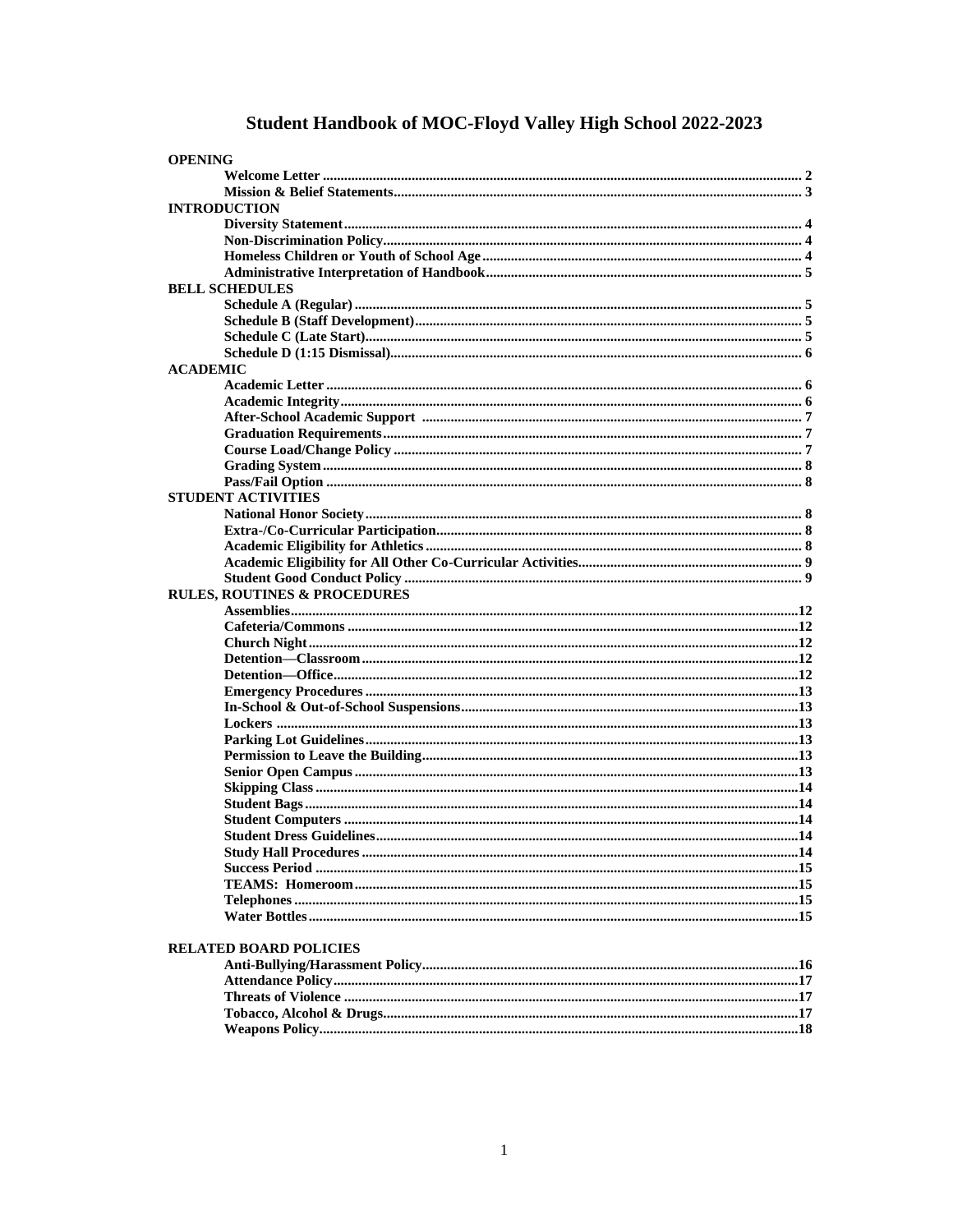# Student Handbook of MOC-Floyd Valley High School 2022-2023

**OPENING**

- **Welcome Letter** .......... 2
- **Mission & Belief Statements** .......... 3

**INTRODUCTION**

- **Diversity Statement** .......... 4
- **Non-Discrimination Policy** .......... 4
- **Homeless Children or Youth of School Age** .......... 4
- **Administrative Interpretation of Handbook** .......... 5

**BELL SCHEDULES**

- **Schedule A (Regular)** .......... 5
- **Schedule B (Staff Development)** .......... 5
- **Schedule C (Late Start)** .......... 5
- **Schedule D (1:15 Dismissal)** .......... 6

**ACADEMIC**

- **Academic Letter** .......... 6
- **Academic Integrity** .......... 6
- **After-School Academic Support** .......... 7
- **Graduation Requirements** .......... 7
- **Course Load/Change Policy** .......... 7
- **Grading System** .......... 8
- **Pass/Fail Option** .......... 8

**STUDENT ACTIVITIES**

- **National Honor Society** .......... 8
- **Extra-/Co-Curricular Participation** .......... 8
- **Academic Eligibility for Athletics** .......... 8
- **Academic Eligibility for All Other Co-Curricular Activities** .......... 9
- **Student Good Conduct Policy** .......... 9

**RULES, ROUTINES & PROCEDURES**

- **Assemblies** .......... 12
- **Cafeteria/Commons** .......... 12
- **Church Night** .......... 12
- **Detention—Classroom** .......... 12
- **Detention—Office** .......... 12
- **Emergency Procedures** .......... 13
- **In-School & Out-of-School Suspensions** .......... 13
- **Lockers** .......... 13
- **Parking Lot Guidelines** .......... 13
- **Permission to Leave the Building** .......... 13
- **Senior Open Campus** .......... 13
- **Skipping Class** .......... 14
- **Student Bags** .......... 14
- **Student Computers** .......... 14
- **Student Dress Guidelines** .......... 14
- **Study Hall Procedures** .......... 14
- **Success Period** .......... 15
- **TEAMS: Homeroom** .......... 15
- **Telephones** .......... 15
- **Water Bottles** .......... 15

**RELATED BOARD POLICIES**

- **Anti-Bullying/Harassment Policy** .......... 16
- **Attendance Policy** .......... 17
- **Threats of Violence** .......... 17
- **Tobacco, Alcohol & Drugs** .......... 17
- **Weapons Policy** .......... 18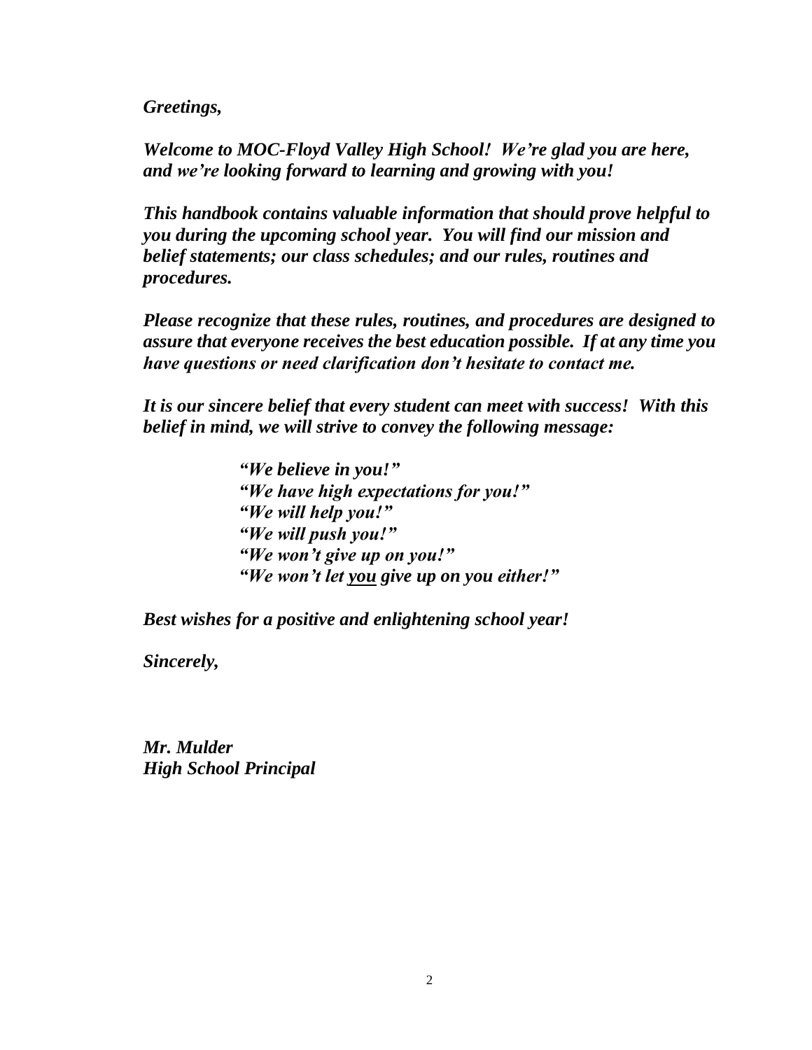*Greetings,*

***Welcome to MOC-Floyd Valley High School!  We're glad you are here, and we're looking forward to learning and growing with you!***

***This handbook contains valuable information that should prove helpful to you during the upcoming school year.  You will find our mission and belief statements; our class schedules; and our rules, routines and procedures.***

***Please recognize that these rules, routines, and procedures are designed to assure that everyone receives the best education possible.  If at any time you have questions or need clarification don't hesitate to contact me.***

***It is our sincere belief that every student can meet with success!  With this belief in mind, we will strive to convey the following message:***

> ***"We believe in you!"***
> ***"We have high expectations for you!"***
> ***"We will help you!"***
> ***"We will push you!"***
> ***"We won't give up on you!"***
> ***"We won't let <u>you</u> give up on you either!"***

***Best wishes for a positive and enlightening school year!***

***Sincerely,***

***Mr. Mulder***
***High School Principal***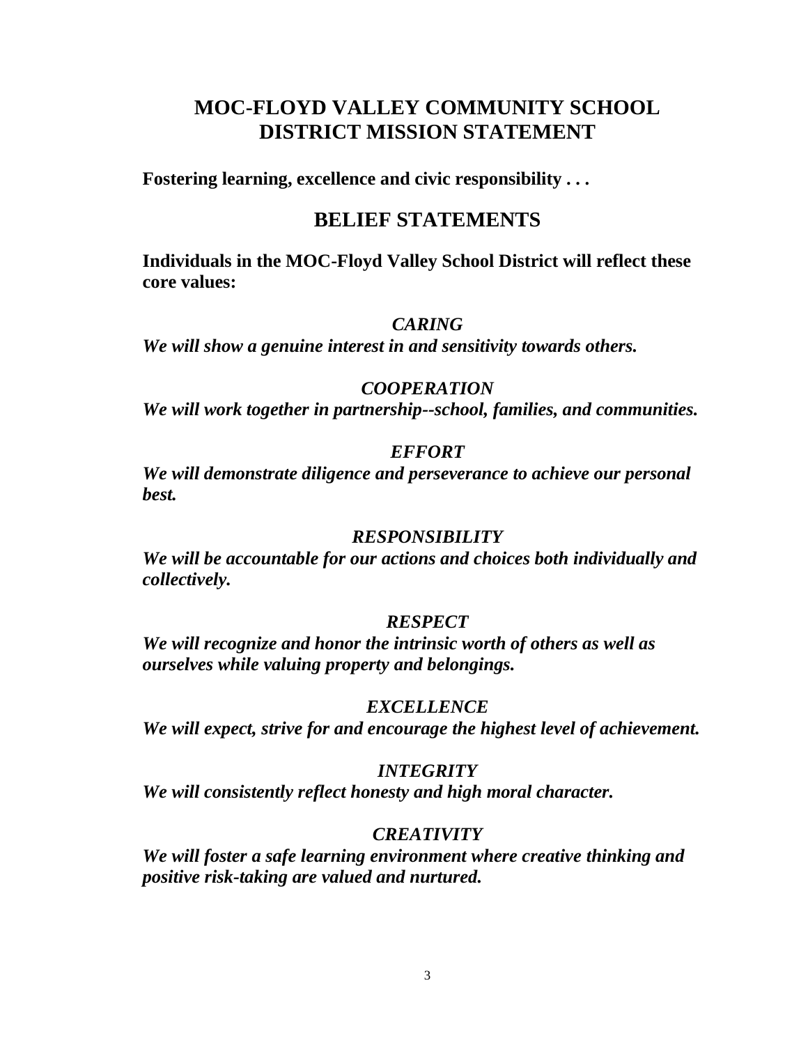# MOC-FLOYD VALLEY COMMUNITY SCHOOL DISTRICT MISSION STATEMENT

**Fostering learning, excellence and civic responsibility . . .**

## BELIEF STATEMENTS

**Individuals in the MOC-Floyd Valley School District will reflect these core values:**

***CARING***

***We will show a genuine interest in and sensitivity towards others.***

***COOPERATION***

***We will work together in partnership--school, families, and communities.***

***EFFORT***

***We will demonstrate diligence and perseverance to achieve our personal best.***

***RESPONSIBILITY***

***We will be accountable for our actions and choices both individually and collectively.***

***RESPECT***

***We will recognize and honor the intrinsic worth of others as well as ourselves while valuing property and belongings.***

***EXCELLENCE***

***We will expect, strive for and encourage the highest level of achievement.***

***INTEGRITY***

***We will consistently reflect honesty and high moral character.***

***CREATIVITY***

***We will foster a safe learning environment where creative thinking and positive risk-taking are valued and nurtured.***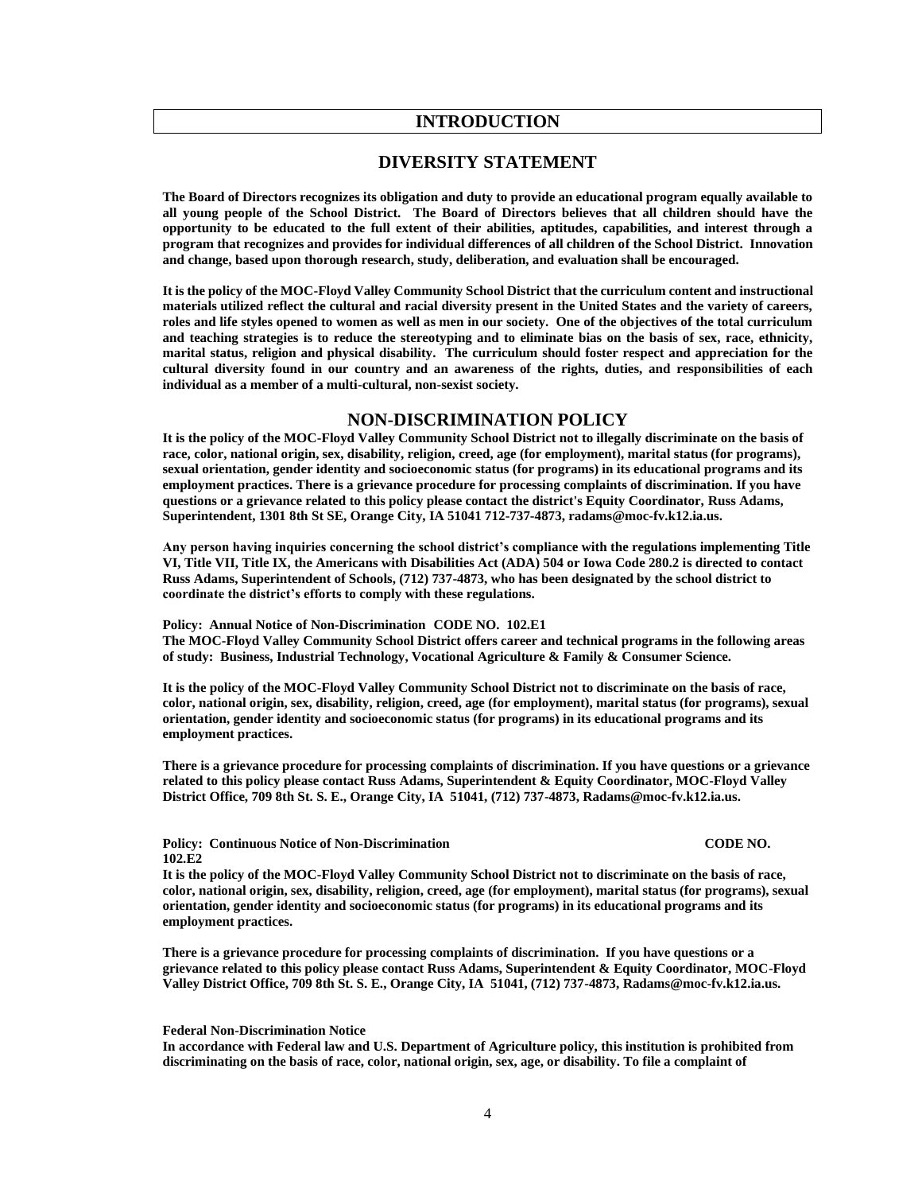# INTRODUCTION

## DIVERSITY STATEMENT

**The Board of Directors recognizes its obligation and duty to provide an educational program equally available to all young people of the School District. The Board of Directors believes that all children should have the opportunity to be educated to the full extent of their abilities, aptitudes, capabilities, and interest through a program that recognizes and provides for individual differences of all children of the School District. Innovation and change, based upon thorough research, study, deliberation, and evaluation shall be encouraged.**

**It is the policy of the MOC-Floyd Valley Community School District that the curriculum content and instructional materials utilized reflect the cultural and racial diversity present in the United States and the variety of careers, roles and life styles opened to women as well as men in our society. One of the objectives of the total curriculum and teaching strategies is to reduce the stereotyping and to eliminate bias on the basis of sex, race, ethnicity, marital status, religion and physical disability. The curriculum should foster respect and appreciation for the cultural diversity found in our country and an awareness of the rights, duties, and responsibilities of each individual as a member of a multi-cultural, non-sexist society.**

## NON-DISCRIMINATION POLICY

**It is the policy of the MOC-Floyd Valley Community School District not to illegally discriminate on the basis of race, color, national origin, sex, disability, religion, creed, age (for employment), marital status (for programs), sexual orientation, gender identity and socioeconomic status (for programs) in its educational programs and its employment practices. There is a grievance procedure for processing complaints of discrimination. If you have questions or a grievance related to this policy please contact the district's Equity Coordinator, Russ Adams, Superintendent, 1301 8th St SE, Orange City, IA 51041 712-737-4873, radams@moc-fv.k12.ia.us.**

**Any person having inquiries concerning the school district's compliance with the regulations implementing Title VI, Title VII, Title IX, the Americans with Disabilities Act (ADA) 504 or Iowa Code 280.2 is directed to contact Russ Adams, Superintendent of Schools, (712) 737-4873, who has been designated by the school district to coordinate the district's efforts to comply with these regulations.**

**Policy: Annual Notice of Non-Discrimination CODE NO. 102.E1**
**The MOC-Floyd Valley Community School District offers career and technical programs in the following areas of study: Business, Industrial Technology, Vocational Agriculture & Family & Consumer Science.**

**It is the policy of the MOC-Floyd Valley Community School District not to discriminate on the basis of race, color, national origin, sex, disability, religion, creed, age (for employment), marital status (for programs), sexual orientation, gender identity and socioeconomic status (for programs) in its educational programs and its employment practices.**

**There is a grievance procedure for processing complaints of discrimination. If you have questions or a grievance related to this policy please contact Russ Adams, Superintendent & Equity Coordinator, MOC-Floyd Valley District Office, 709 8th St. S. E., Orange City, IA 51041, (712) 737-4873, Radams@moc-fv.k12.ia.us.**

**Policy: Continuous Notice of Non-Discrimination CODE NO. 102.E2**
**It is the policy of the MOC-Floyd Valley Community School District not to discriminate on the basis of race, color, national origin, sex, disability, religion, creed, age (for employment), marital status (for programs), sexual orientation, gender identity and socioeconomic status (for programs) in its educational programs and its employment practices.**

**There is a grievance procedure for processing complaints of discrimination. If you have questions or a grievance related to this policy please contact Russ Adams, Superintendent & Equity Coordinator, MOC-Floyd Valley District Office, 709 8th St. S. E., Orange City, IA 51041, (712) 737-4873, Radams@moc-fv.k12.ia.us.**

**Federal Non-Discrimination Notice**
**In accordance with Federal law and U.S. Department of Agriculture policy, this institution is prohibited from discriminating on the basis of race, color, national origin, sex, age, or disability. To file a complaint of**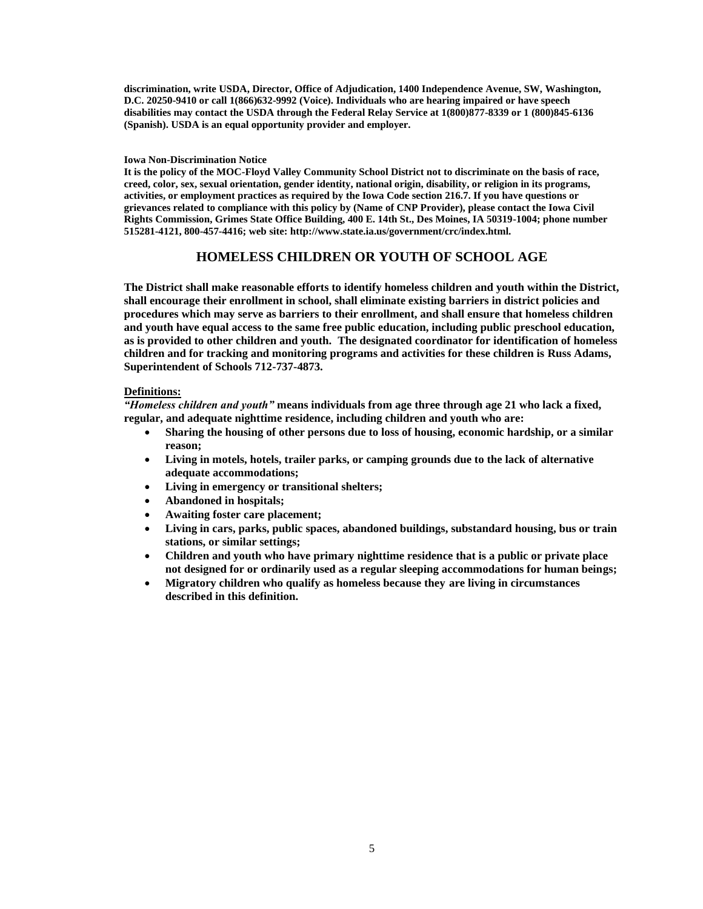**discrimination, write USDA, Director, Office of Adjudication, 1400 Independence Avenue, SW, Washington, D.C. 20250-9410 or call 1(866)632-9992 (Voice). Individuals who are hearing impaired or have speech disabilities may contact the USDA through the Federal Relay Service at 1(800)877-8339 or 1 (800)845-6136 (Spanish). USDA is an equal opportunity provider and employer.**

**Iowa Non-Discrimination Notice**

**It is the policy of the MOC-Floyd Valley Community School District not to discriminate on the basis of race, creed, color, sex, sexual orientation, gender identity, national origin, disability, or religion in its programs, activities, or employment practices as required by the Iowa Code section 216.7. If you have questions or grievances related to compliance with this policy by (Name of CNP Provider), please contact the Iowa Civil Rights Commission, Grimes State Office Building, 400 E. 14th St., Des Moines, IA 50319-1004; phone number 515281-4121, 800-457-4416; web site: http://www.state.ia.us/government/crc/index.html.**

## HOMELESS CHILDREN OR YOUTH OF SCHOOL AGE

**The District shall make reasonable efforts to identify homeless children and youth within the District, shall encourage their enrollment in school, shall eliminate existing barriers in district policies and procedures which may serve as barriers to their enrollment, and shall ensure that homeless children and youth have equal access to the same free public education, including public preschool education, as is provided to other children and youth. The designated coordinator for identification of homeless children and for tracking and monitoring programs and activities for these children is Russ Adams, Superintendent of Schools 712-737-4873.**

**Definitions:**

***"Homeless children and youth"*** **means individuals from age three through age 21 who lack a fixed, regular, and adequate nighttime residence, including children and youth who are:**

- **Sharing the housing of other persons due to loss of housing, economic hardship, or a similar reason;**
- **Living in motels, hotels, trailer parks, or camping grounds due to the lack of alternative adequate accommodations;**
- **Living in emergency or transitional shelters;**
- **Abandoned in hospitals;**
- **Awaiting foster care placement;**
- **Living in cars, parks, public spaces, abandoned buildings, substandard housing, bus or train stations, or similar settings;**
- **Children and youth who have primary nighttime residence that is a public or private place not designed for or ordinarily used as a regular sleeping accommodations for human beings;**
- **Migratory children who qualify as homeless because they are living in circumstances described in this definition.**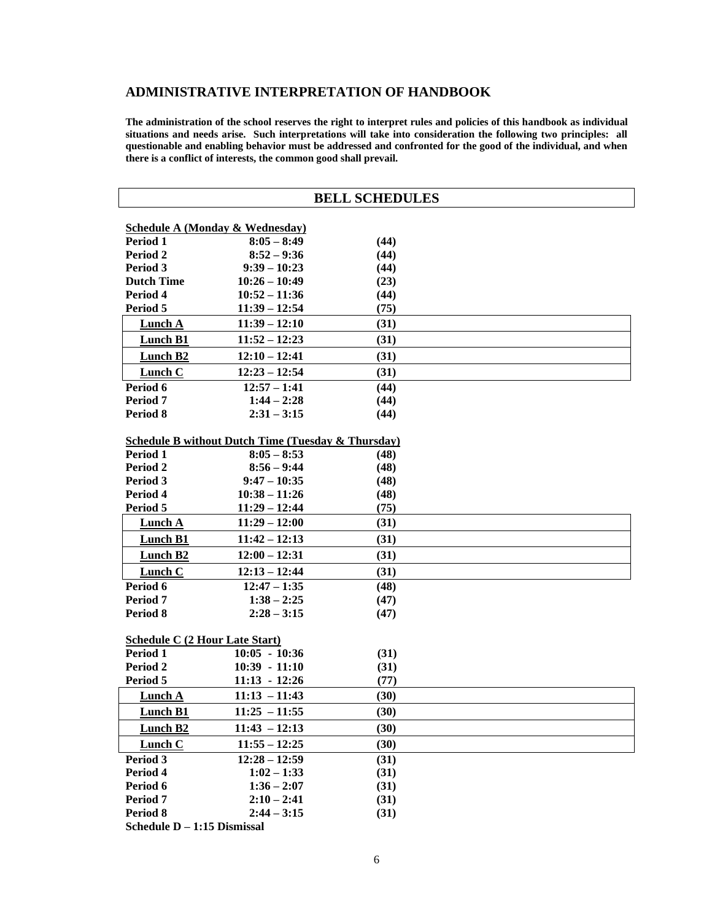## ADMINISTRATIVE INTERPRETATION OF HANDBOOK

**The administration of the school reserves the right to interpret rules and policies of this handbook as individual situations and needs arise. Such interpretations will take into consideration the following two principles: all questionable and enabling behavior must be addressed and confronted for the good of the individual, and when there is a conflict of interests, the common good shall prevail.**

## BELL SCHEDULES

**Schedule A (Monday & Wednesday)**

| | | |
|---|---|---|
| **Period 1** | **8:05 – 8:49** | **(44)** |
| **Period 2** | **8:52 – 9:36** | **(44)** |
| **Period 3** | **9:39 – 10:23** | **(44)** |
| **Dutch Time** | **10:26 – 10:49** | **(23)** |
| **Period 4** | **10:52 – 11:36** | **(44)** |
| **Period 5** | **11:39 – 12:54** | **(75)** |
| **Lunch A** | **11:39 – 12:10** | **(31)** |
| **Lunch B1** | **11:52 – 12:23** | **(31)** |
| **Lunch B2** | **12:10 – 12:41** | **(31)** |
| **Lunch C** | **12:23 – 12:54** | **(31)** |
| **Period 6** | **12:57 – 1:41** | **(44)** |
| **Period 7** | **1:44 – 2:28** | **(44)** |
| **Period 8** | **2:31 – 3:15** | **(44)** |

**Schedule B without Dutch Time (Tuesday & Thursday)**

| | | |
|---|---|---|
| **Period 1** | **8:05 – 8:53** | **(48)** |
| **Period 2** | **8:56 – 9:44** | **(48)** |
| **Period 3** | **9:47 – 10:35** | **(48)** |
| **Period 4** | **10:38 – 11:26** | **(48)** |
| **Period 5** | **11:29 – 12:44** | **(75)** |
| **Lunch A** | **11:29 – 12:00** | **(31)** |
| **Lunch B1** | **11:42 – 12:13** | **(31)** |
| **Lunch B2** | **12:00 – 12:31** | **(31)** |
| **Lunch C** | **12:13 – 12:44** | **(31)** |
| **Period 6** | **12:47 – 1:35** | **(48)** |
| **Period 7** | **1:38 – 2:25** | **(47)** |
| **Period 8** | **2:28 – 3:15** | **(47)** |

**Schedule C (2 Hour Late Start)**

| | | |
|---|---|---|
| **Period 1** | **10:05 - 10:36** | **(31)** |
| **Period 2** | **10:39 - 11:10** | **(31)** |
| **Period 5** | **11:13 - 12:26** | **(77)** |
| **Lunch A** | **11:13 – 11:43** | **(30)** |
| **Lunch B1** | **11:25 – 11:55** | **(30)** |
| **Lunch B2** | **11:43 – 12:13** | **(30)** |
| **Lunch C** | **11:55 – 12:25** | **(30)** |
| **Period 3** | **12:28 – 12:59** | **(31)** |
| **Period 4** | **1:02 – 1:33** | **(31)** |
| **Period 6** | **1:36 – 2:07** | **(31)** |
| **Period 7** | **2:10 – 2:41** | **(31)** |
| **Period 8** | **2:44 – 3:15** | **(31)** |

**Schedule D – 1:15 Dismissal**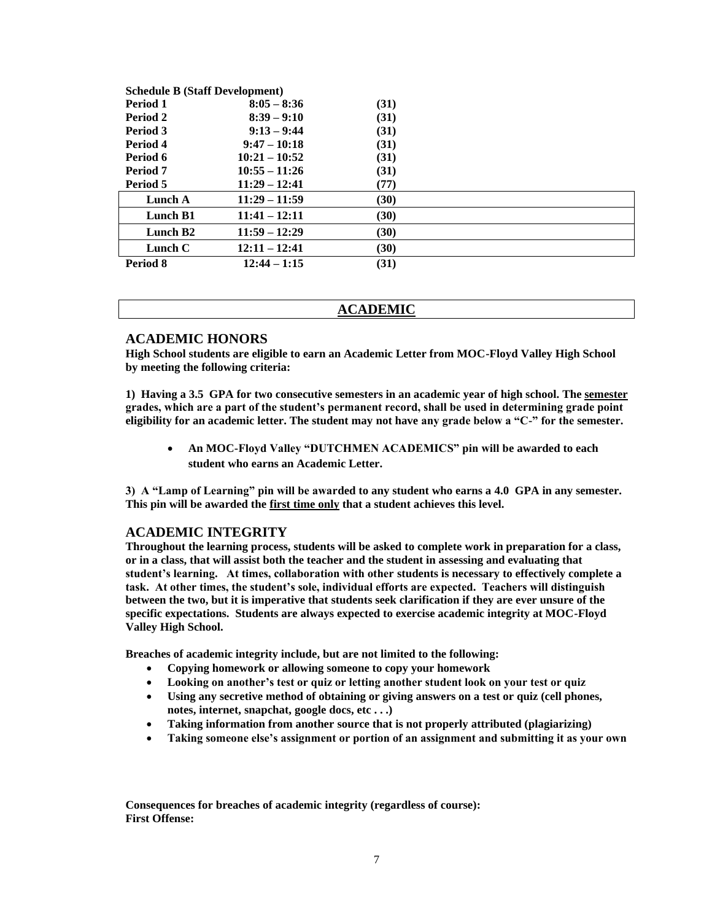**Schedule B (Staff Development)**

| | | |
|---|---|---|
| **Period 1** | **8:05 – 8:36** | **(31)** |
| **Period 2** | **8:39 – 9:10** | **(31)** |
| **Period 3** | **9:13 – 9:44** | **(31)** |
| **Period 4** | **9:47 – 10:18** | **(31)** |
| **Period 6** | **10:21 – 10:52** | **(31)** |
| **Period 7** | **10:55 – 11:26** | **(31)** |
| **Period 5** | **11:29 – 12:41** | **(77)** |
| **Lunch A** | **11:29 – 11:59** | **(30)** |
| **Lunch B1** | **11:41 – 12:11** | **(30)** |
| **Lunch B2** | **11:59 – 12:29** | **(30)** |
| **Lunch C** | **12:11 – 12:41** | **(30)** |
| **Period 8** | **12:44 – 1:15** | **(31)** |

# ACADEMIC

## ACADEMIC HONORS

**High School students are eligible to earn an Academic Letter from MOC-Floyd Valley High School by meeting the following criteria:**

**1) Having a 3.5 GPA for two consecutive semesters in an academic year of high school. The semester grades, which are a part of the student's permanent record, shall be used in determining grade point eligibility for an academic letter. The student may not have any grade below a "C-" for the semester.**

- **An MOC-Floyd Valley "DUTCHMEN ACADEMICS" pin will be awarded to each student who earns an Academic Letter.**

**3) A "Lamp of Learning" pin will be awarded to any student who earns a 4.0 GPA in any semester. This pin will be awarded the first time only that a student achieves this level.**

## ACADEMIC INTEGRITY

**Throughout the learning process, students will be asked to complete work in preparation for a class, or in a class, that will assist both the teacher and the student in assessing and evaluating that student's learning. At times, collaboration with other students is necessary to effectively complete a task. At other times, the student's sole, individual efforts are expected. Teachers will distinguish between the two, but it is imperative that students seek clarification if they are ever unsure of the specific expectations. Students are always expected to exercise academic integrity at MOC-Floyd Valley High School.**

**Breaches of academic integrity include, but are not limited to the following:**

- **Copying homework or allowing someone to copy your homework**
- **Looking on another's test or quiz or letting another student look on your test or quiz**
- **Using any secretive method of obtaining or giving answers on a test or quiz (cell phones, notes, internet, snapchat, google docs, etc . . .)**
- **Taking information from another source that is not properly attributed (plagiarizing)**
- **Taking someone else's assignment or portion of an assignment and submitting it as your own**

**Consequences for breaches of academic integrity (regardless of course):**
**First Offense:**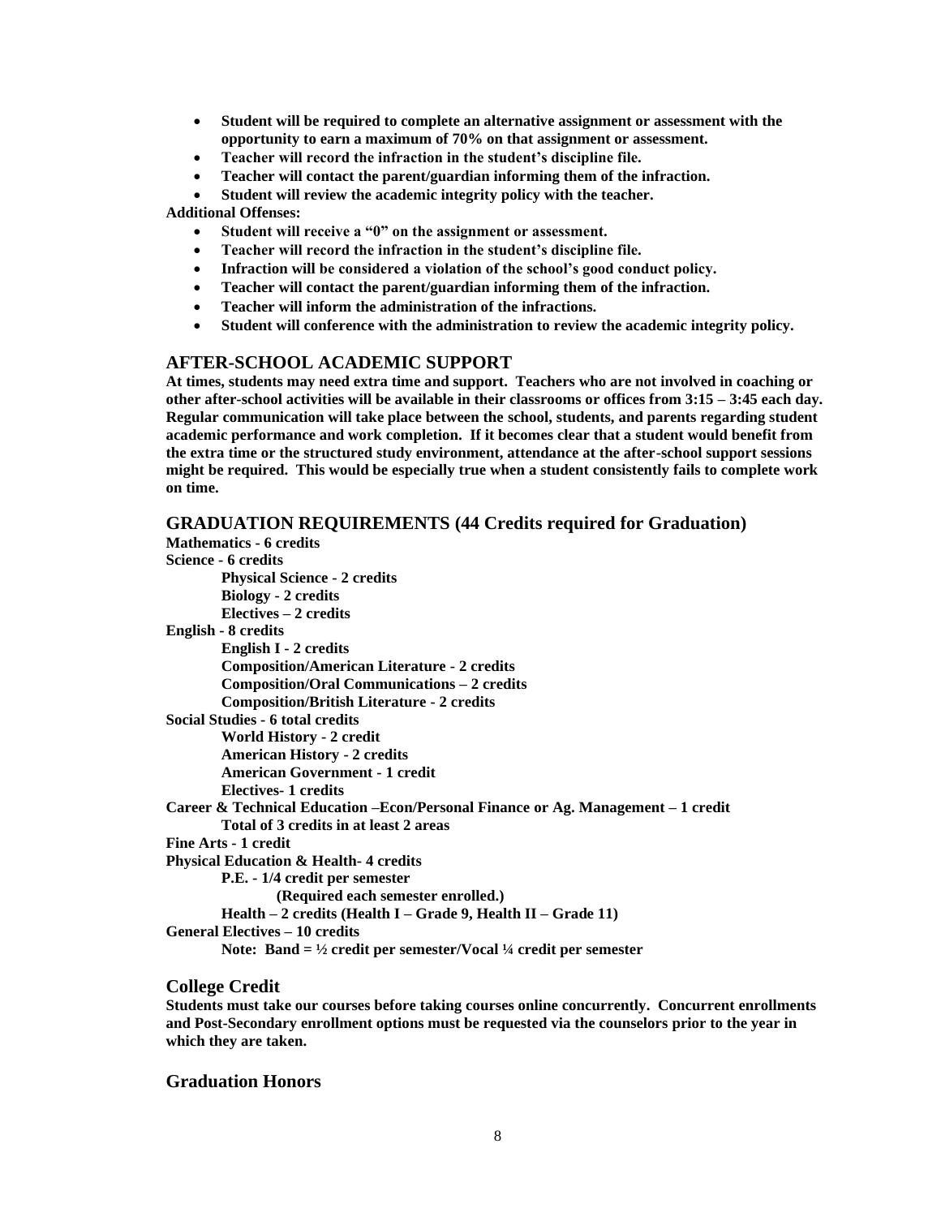- **Student will be required to complete an alternative assignment or assessment with the opportunity to earn a maximum of 70% on that assignment or assessment.**
- **Teacher will record the infraction in the student's discipline file.**
- **Teacher will contact the parent/guardian informing them of the infraction.**
- **Student will review the academic integrity policy with the teacher.**

**Additional Offenses:**

- **Student will receive a "0" on the assignment or assessment.**
- **Teacher will record the infraction in the student's discipline file.**
- **Infraction will be considered a violation of the school's good conduct policy.**
- **Teacher will contact the parent/guardian informing them of the infraction.**
- **Teacher will inform the administration of the infractions.**
- **Student will conference with the administration to review the academic integrity policy.**

## AFTER-SCHOOL ACADEMIC SUPPORT

**At times, students may need extra time and support. Teachers who are not involved in coaching or other after-school activities will be available in their classrooms or offices from 3:15 – 3:45 each day. Regular communication will take place between the school, students, and parents regarding student academic performance and work completion. If it becomes clear that a student would benefit from the extra time or the structured study environment, attendance at the after-school support sessions might be required. This would be especially true when a student consistently fails to complete work on time.**

## GRADUATION REQUIREMENTS (44 Credits required for Graduation)

**Mathematics - 6 credits**

**Science - 6 credits**
- **Physical Science - 2 credits**
- **Biology - 2 credits**
- **Electives – 2 credits**

**English - 8 credits**
- **English I - 2 credits**
- **Composition/American Literature - 2 credits**
- **Composition/Oral Communications – 2 credits**
- **Composition/British Literature - 2 credits**

**Social Studies - 6 total credits**
- **World History - 2 credit**
- **American History - 2 credits**
- **American Government - 1 credit**
- **Electives- 1 credits**

**Career & Technical Education –Econ/Personal Finance or Ag. Management – 1 credit**
- **Total of 3 credits in at least 2 areas**

**Fine Arts - 1 credit**

**Physical Education & Health- 4 credits**
- **P.E. - 1/4 credit per semester**
  - **(Required each semester enrolled.)**
- **Health – 2 credits (Health I – Grade 9, Health II – Grade 11)**

**General Electives – 10 credits**
- **Note: Band = ½ credit per semester/Vocal ¼ credit per semester**

## College Credit

**Students must take our courses before taking courses online concurrently. Concurrent enrollments and Post-Secondary enrollment options must be requested via the counselors prior to the year in which they are taken.**

## Graduation Honors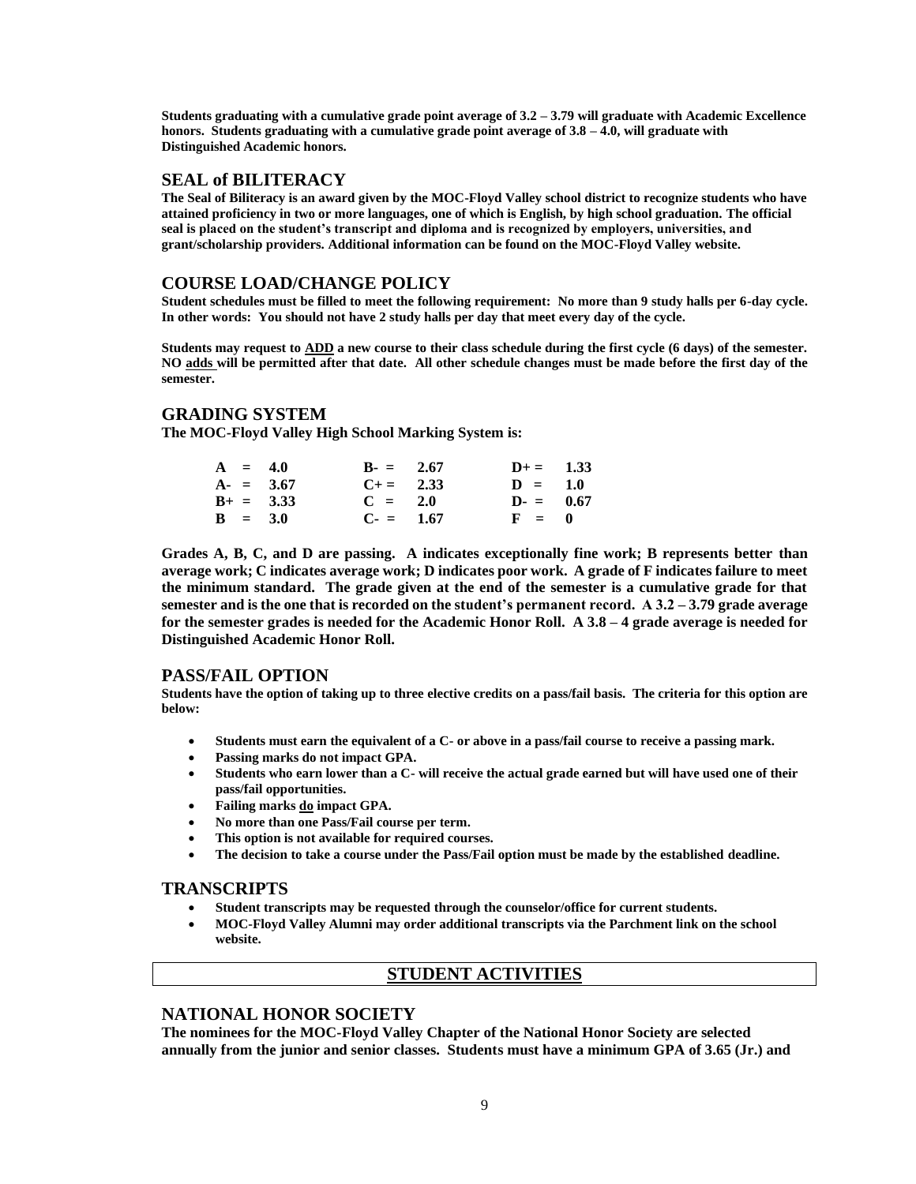**Students graduating with a cumulative grade point average of 3.2 – 3.79 will graduate with Academic Excellence honors. Students graduating with a cumulative grade point average of 3.8 – 4.0, will graduate with Distinguished Academic honors.**

## SEAL of BILITERACY

**The Seal of Biliteracy is an award given by the MOC-Floyd Valley school district to recognize students who have attained proficiency in two or more languages, one of which is English, by high school graduation. The official seal is placed on the student's transcript and diploma and is recognized by employers, universities, and grant/scholarship providers. Additional information can be found on the MOC-Floyd Valley website.**

## COURSE LOAD/CHANGE POLICY

**Student schedules must be filled to meet the following requirement: No more than 9 study halls per 6-day cycle. In other words: You should not have 2 study halls per day that meet every day of the cycle.**

**Students may request to ADD a new course to their class schedule during the first cycle (6 days) of the semester. NO adds will be permitted after that date. All other schedule changes must be made before the first day of the semester.**

## GRADING SYSTEM

**The MOC-Floyd Valley High School Marking System is:**

| | | |
|---|---|---|
| **A = 4.0** | **B- = 2.67** | **D+ = 1.33** |
| **A- = 3.67** | **C+ = 2.33** | **D = 1.0** |
| **B+ = 3.33** | **C = 2.0** | **D- = 0.67** |
| **B = 3.0** | **C- = 1.67** | **F = 0** |

**Grades A, B, C, and D are passing. A indicates exceptionally fine work; B represents better than average work; C indicates average work; D indicates poor work. A grade of F indicates failure to meet the minimum standard. The grade given at the end of the semester is a cumulative grade for that semester and is the one that is recorded on the student's permanent record. A 3.2 – 3.79 grade average for the semester grades is needed for the Academic Honor Roll. A 3.8 – 4 grade average is needed for Distinguished Academic Honor Roll.**

## PASS/FAIL OPTION

**Students have the option of taking up to three elective credits on a pass/fail basis. The criteria for this option are below:**

- **Students must earn the equivalent of a C- or above in a pass/fail course to receive a passing mark.**
- **Passing marks do not impact GPA.**
- **Students who earn lower than a C- will receive the actual grade earned but will have used one of their pass/fail opportunities.**
- **Failing marks do impact GPA.**
- **No more than one Pass/Fail course per term.**
- **This option is not available for required courses.**
- **The decision to take a course under the Pass/Fail option must be made by the established deadline.**

## TRANSCRIPTS

- **Student transcripts may be requested through the counselor/office for current students.**
- **MOC-Floyd Valley Alumni may order additional transcripts via the Parchment link on the school website.**

# STUDENT ACTIVITIES

## NATIONAL HONOR SOCIETY

**The nominees for the MOC-Floyd Valley Chapter of the National Honor Society are selected annually from the junior and senior classes. Students must have a minimum GPA of 3.65 (Jr.) and**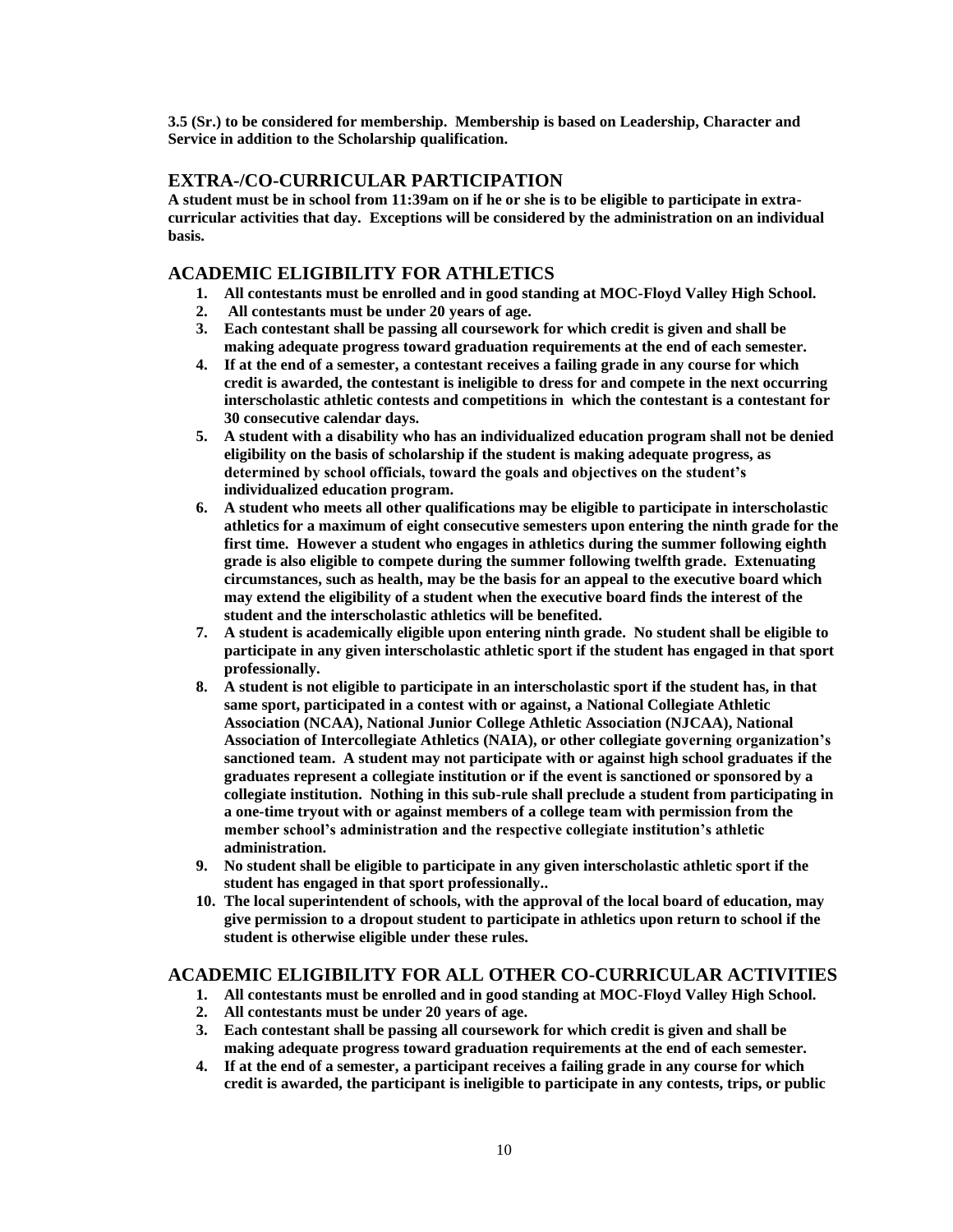**3.5 (Sr.) to be considered for membership. Membership is based on Leadership, Character and Service in addition to the Scholarship qualification.**

## EXTRA-/CO-CURRICULAR PARTICIPATION

**A student must be in school from 11:39am on if he or she is to be eligible to participate in extra-curricular activities that day. Exceptions will be considered by the administration on an individual basis.**

## ACADEMIC ELIGIBILITY FOR ATHLETICS

1. **All contestants must be enrolled and in good standing at MOC-Floyd Valley High School.**
2. **All contestants must be under 20 years of age.**
3. **Each contestant shall be passing all coursework for which credit is given and shall be making adequate progress toward graduation requirements at the end of each semester.**
4. **If at the end of a semester, a contestant receives a failing grade in any course for which credit is awarded, the contestant is ineligible to dress for and compete in the next occurring interscholastic athletic contests and competitions in which the contestant is a contestant for 30 consecutive calendar days.**
5. **A student with a disability who has an individualized education program shall not be denied eligibility on the basis of scholarship if the student is making adequate progress, as determined by school officials, toward the goals and objectives on the student's individualized education program.**
6. **A student who meets all other qualifications may be eligible to participate in interscholastic athletics for a maximum of eight consecutive semesters upon entering the ninth grade for the first time. However a student who engages in athletics during the summer following eighth grade is also eligible to compete during the summer following twelfth grade. Extenuating circumstances, such as health, may be the basis for an appeal to the executive board which may extend the eligibility of a student when the executive board finds the interest of the student and the interscholastic athletics will be benefited.**
7. **A student is academically eligible upon entering ninth grade. No student shall be eligible to participate in any given interscholastic athletic sport if the student has engaged in that sport professionally.**
8. **A student is not eligible to participate in an interscholastic sport if the student has, in that same sport, participated in a contest with or against, a National Collegiate Athletic Association (NCAA), National Junior College Athletic Association (NJCAA), National Association of Intercollegiate Athletics (NAIA), or other collegiate governing organization's sanctioned team. A student may not participate with or against high school graduates if the graduates represent a collegiate institution or if the event is sanctioned or sponsored by a collegiate institution. Nothing in this sub-rule shall preclude a student from participating in a one-time tryout with or against members of a college team with permission from the member school's administration and the respective collegiate institution's athletic administration.**
9. **No student shall be eligible to participate in any given interscholastic athletic sport if the student has engaged in that sport professionally..**
10. **The local superintendent of schools, with the approval of the local board of education, may give permission to a dropout student to participate in athletics upon return to school if the student is otherwise eligible under these rules.**

## ACADEMIC ELIGIBILITY FOR ALL OTHER CO-CURRICULAR ACTIVITIES

1. **All contestants must be enrolled and in good standing at MOC-Floyd Valley High School.**
2. **All contestants must be under 20 years of age.**
3. **Each contestant shall be passing all coursework for which credit is given and shall be making adequate progress toward graduation requirements at the end of each semester.**
4. **If at the end of a semester, a participant receives a failing grade in any course for which credit is awarded, the participant is ineligible to participate in any contests, trips, or public**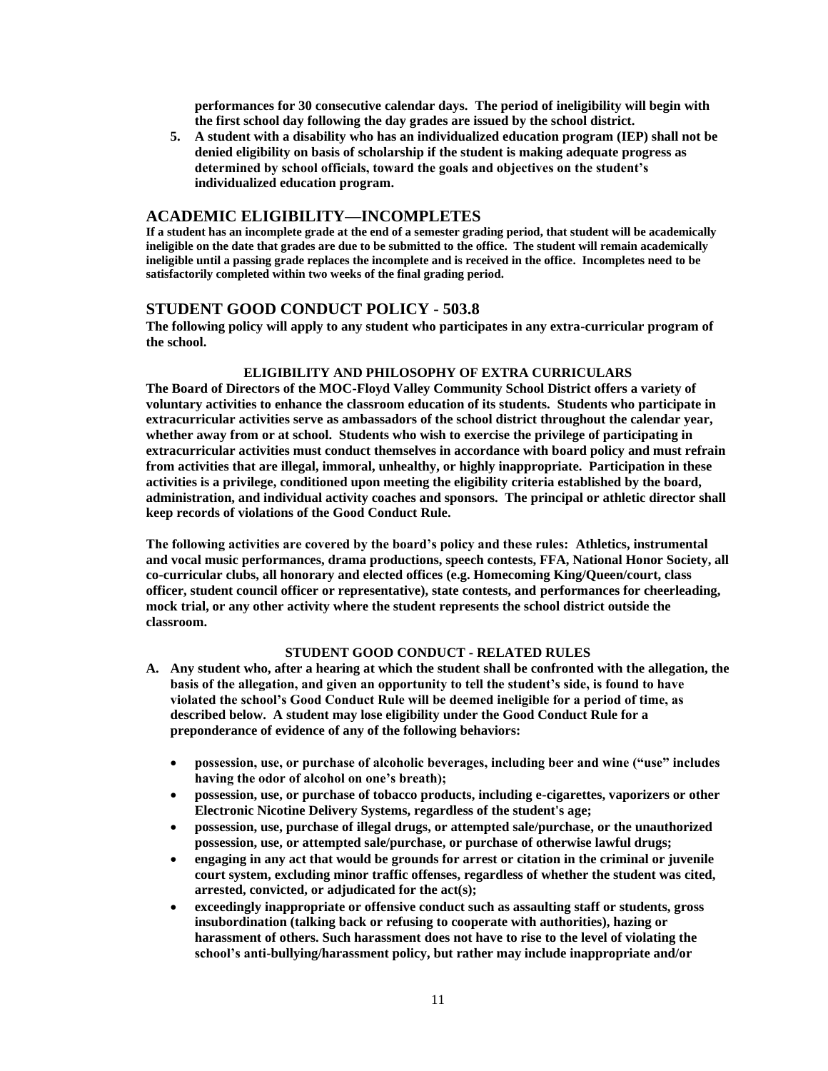**performances for 30 consecutive calendar days. The period of ineligibility will begin with the first school day following the day grades are issued by the school district.**

5. **A student with a disability who has an individualized education program (IEP) shall not be denied eligibility on basis of scholarship if the student is making adequate progress as determined by school officials, toward the goals and objectives on the student's individualized education program.**

## ACADEMIC ELIGIBILITY—INCOMPLETES

**If a student has an incomplete grade at the end of a semester grading period, that student will be academically ineligible on the date that grades are due to be submitted to the office. The student will remain academically ineligible until a passing grade replaces the incomplete and is received in the office. Incompletes need to be satisfactorily completed within two weeks of the final grading period.**

## STUDENT GOOD CONDUCT POLICY - 503.8

**The following policy will apply to any student who participates in any extra-curricular program of the school.**

### ELIGIBILITY AND PHILOSOPHY OF EXTRA CURRICULARS

**The Board of Directors of the MOC-Floyd Valley Community School District offers a variety of voluntary activities to enhance the classroom education of its students. Students who participate in extracurricular activities serve as ambassadors of the school district throughout the calendar year, whether away from or at school. Students who wish to exercise the privilege of participating in extracurricular activities must conduct themselves in accordance with board policy and must refrain from activities that are illegal, immoral, unhealthy, or highly inappropriate. Participation in these activities is a privilege, conditioned upon meeting the eligibility criteria established by the board, administration, and individual activity coaches and sponsors. The principal or athletic director shall keep records of violations of the Good Conduct Rule.**

**The following activities are covered by the board's policy and these rules: Athletics, instrumental and vocal music performances, drama productions, speech contests, FFA, National Honor Society, all co-curricular clubs, all honorary and elected offices (e.g. Homecoming King/Queen/court, class officer, student council officer or representative), state contests, and performances for cheerleading, mock trial, or any other activity where the student represents the school district outside the classroom.**

### STUDENT GOOD CONDUCT - RELATED RULES

A. **Any student who, after a hearing at which the student shall be confronted with the allegation, the basis of the allegation, and given an opportunity to tell the student's side, is found to have violated the school's Good Conduct Rule will be deemed ineligible for a period of time, as described below. A student may lose eligibility under the Good Conduct Rule for a preponderance of evidence of any of the following behaviors:**

   - **possession, use, or purchase of alcoholic beverages, including beer and wine ("use" includes having the odor of alcohol on one's breath);**
   - **possession, use, or purchase of tobacco products, including e-cigarettes, vaporizers or other Electronic Nicotine Delivery Systems, regardless of the student's age;**
   - **possession, use, purchase of illegal drugs, or attempted sale/purchase, or the unauthorized possession, use, or attempted sale/purchase, or purchase of otherwise lawful drugs;**
   - **engaging in any act that would be grounds for arrest or citation in the criminal or juvenile court system, excluding minor traffic offenses, regardless of whether the student was cited, arrested, convicted, or adjudicated for the act(s);**
   - **exceedingly inappropriate or offensive conduct such as assaulting staff or students, gross insubordination (talking back or refusing to cooperate with authorities), hazing or harassment of others. Such harassment does not have to rise to the level of violating the school's anti-bullying/harassment policy, but rather may include inappropriate and/or**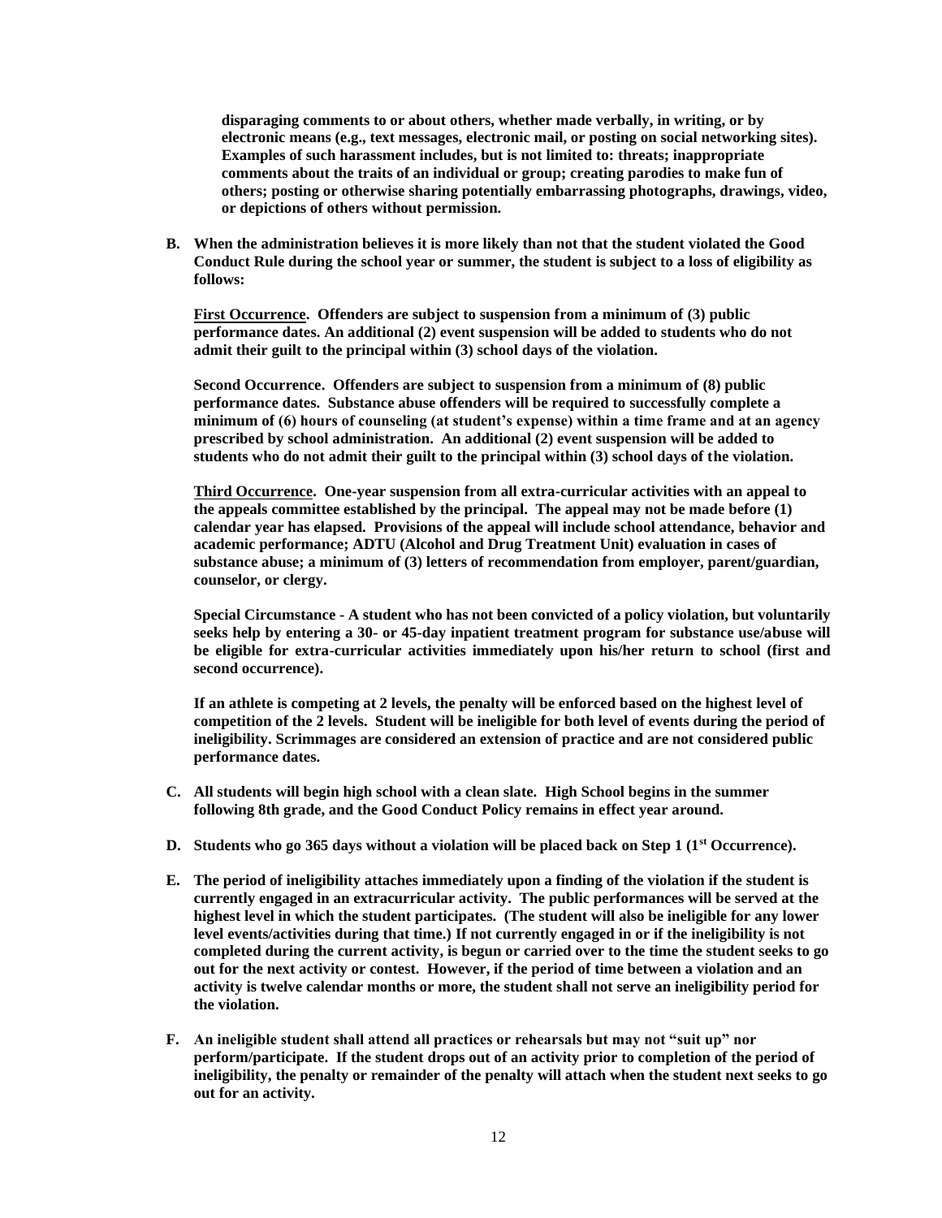**disparaging comments to or about others, whether made verbally, in writing, or by electronic means (e.g., text messages, electronic mail, or posting on social networking sites). Examples of such harassment includes, but is not limited to: threats; inappropriate comments about the traits of an individual or group; creating parodies to make fun of others; posting or otherwise sharing potentially embarrassing photographs, drawings, video, or depictions of others without permission.**

**B. When the administration believes it is more likely than not that the student violated the Good Conduct Rule during the school year or summer, the student is subject to a loss of eligibility as follows:**

**<u>First Occurrence</u>. Offenders are subject to suspension from a minimum of (3) public performance dates. An additional (2) event suspension will be added to students who do not admit their guilt to the principal within (3) school days of the violation.**

**Second Occurrence. Offenders are subject to suspension from a minimum of (8) public performance dates. Substance abuse offenders will be required to successfully complete a minimum of (6) hours of counseling (at student's expense) within a time frame and at an agency prescribed by school administration. An additional (2) event suspension will be added to students who do not admit their guilt to the principal within (3) school days of the violation.**

**<u>Third Occurrence</u>. One-year suspension from all extra-curricular activities with an appeal to the appeals committee established by the principal. The appeal may not be made before (1) calendar year has elapsed. Provisions of the appeal will include school attendance, behavior and academic performance; ADTU (Alcohol and Drug Treatment Unit) evaluation in cases of substance abuse; a minimum of (3) letters of recommendation from employer, parent/guardian, counselor, or clergy.**

**Special Circumstance - A student who has not been convicted of a policy violation, but voluntarily seeks help by entering a 30- or 45-day inpatient treatment program for substance use/abuse will be eligible for extra-curricular activities immediately upon his/her return to school (first and second occurrence).**

**If an athlete is competing at 2 levels, the penalty will be enforced based on the highest level of competition of the 2 levels. Student will be ineligible for both level of events during the period of ineligibility. Scrimmages are considered an extension of practice and are not considered public performance dates.**

**C. All students will begin high school with a clean slate. High School begins in the summer following 8th grade, and the Good Conduct Policy remains in effect year around.**

**D. Students who go 365 days without a violation will be placed back on Step 1 (1st Occurrence).**

**E. The period of ineligibility attaches immediately upon a finding of the violation if the student is currently engaged in an extracurricular activity. The public performances will be served at the highest level in which the student participates. (The student will also be ineligible for any lower level events/activities during that time.) If not currently engaged in or if the ineligibility is not completed during the current activity, is begun or carried over to the time the student seeks to go out for the next activity or contest. However, if the period of time between a violation and an activity is twelve calendar months or more, the student shall not serve an ineligibility period for the violation.**

**F. An ineligible student shall attend all practices or rehearsals but may not "suit up" nor perform/participate. If the student drops out of an activity prior to completion of the period of ineligibility, the penalty or remainder of the penalty will attach when the student next seeks to go out for an activity.**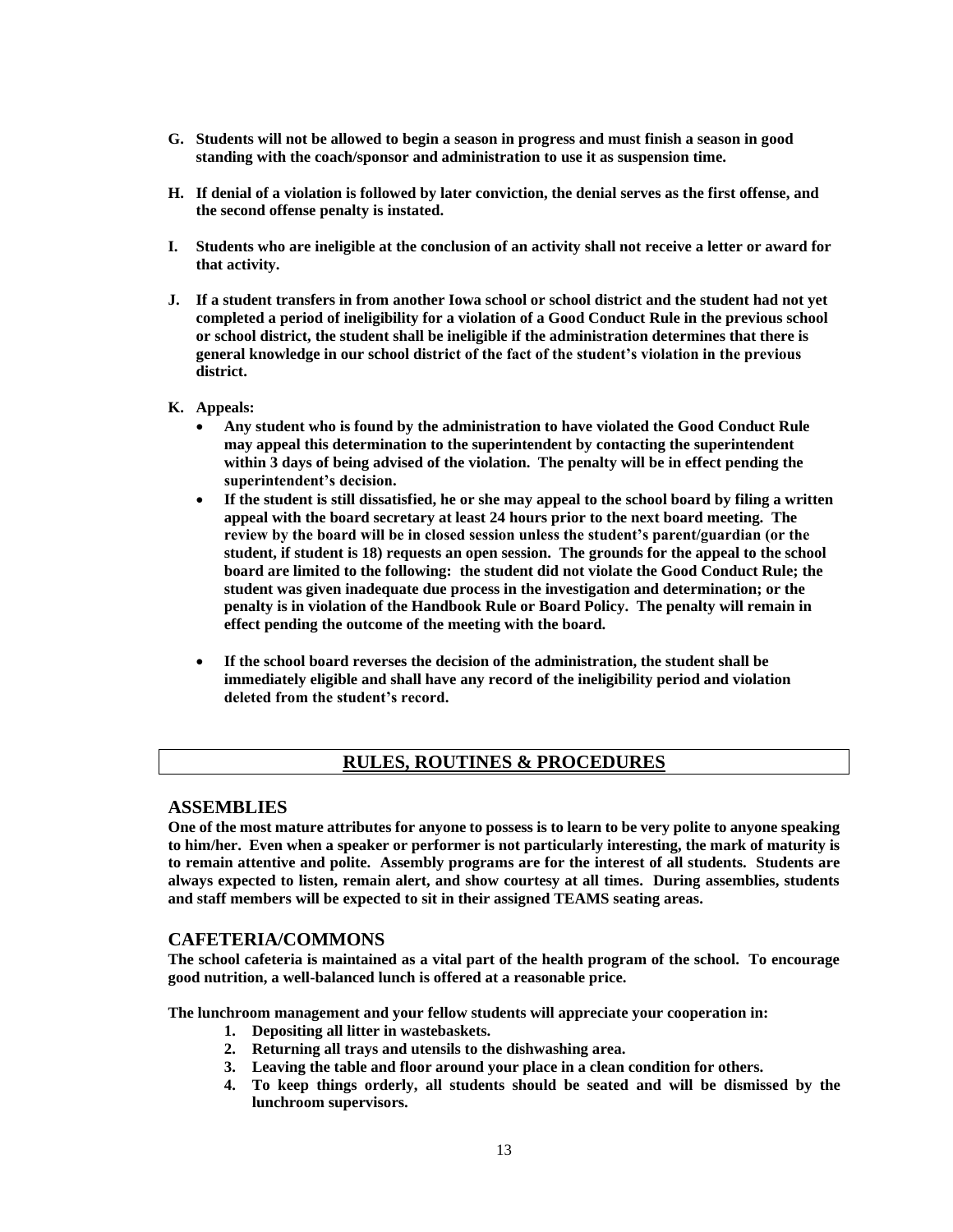**G. Students will not be allowed to begin a season in progress and must finish a season in good standing with the coach/sponsor and administration to use it as suspension time.**

**H. If denial of a violation is followed by later conviction, the denial serves as the first offense, and the second offense penalty is instated.**

**I. Students who are ineligible at the conclusion of an activity shall not receive a letter or award for that activity.**

**J. If a student transfers in from another Iowa school or school district and the student had not yet completed a period of ineligibility for a violation of a Good Conduct Rule in the previous school or school district, the student shall be ineligible if the administration determines that there is general knowledge in our school district of the fact of the student's violation in the previous district.**

**K. Appeals:**

- **Any student who is found by the administration to have violated the Good Conduct Rule may appeal this determination to the superintendent by contacting the superintendent within 3 days of being advised of the violation. The penalty will be in effect pending the superintendent's decision.**
- **If the student is still dissatisfied, he or she may appeal to the school board by filing a written appeal with the board secretary at least 24 hours prior to the next board meeting. The review by the board will be in closed session unless the student's parent/guardian (or the student, if student is 18) requests an open session. The grounds for the appeal to the school board are limited to the following: the student did not violate the Good Conduct Rule; the student was given inadequate due process in the investigation and determination; or the penalty is in violation of the Handbook Rule or Board Policy. The penalty will remain in effect pending the outcome of the meeting with the board.**
- **If the school board reverses the decision of the administration, the student shall be immediately eligible and shall have any record of the ineligibility period and violation deleted from the student's record.**

## RULES, ROUTINES & PROCEDURES

### ASSEMBLIES

**One of the most mature attributes for anyone to possess is to learn to be very polite to anyone speaking to him/her. Even when a speaker or performer is not particularly interesting, the mark of maturity is to remain attentive and polite. Assembly programs are for the interest of all students. Students are always expected to listen, remain alert, and show courtesy at all times. During assemblies, students and staff members will be expected to sit in their assigned TEAMS seating areas.**

### CAFETERIA/COMMONS

**The school cafeteria is maintained as a vital part of the health program of the school. To encourage good nutrition, a well-balanced lunch is offered at a reasonable price.**

**The lunchroom management and your fellow students will appreciate your cooperation in:**

1. **Depositing all litter in wastebaskets.**
2. **Returning all trays and utensils to the dishwashing area.**
3. **Leaving the table and floor around your place in a clean condition for others.**
4. **To keep things orderly, all students should be seated and will be dismissed by the lunchroom supervisors.**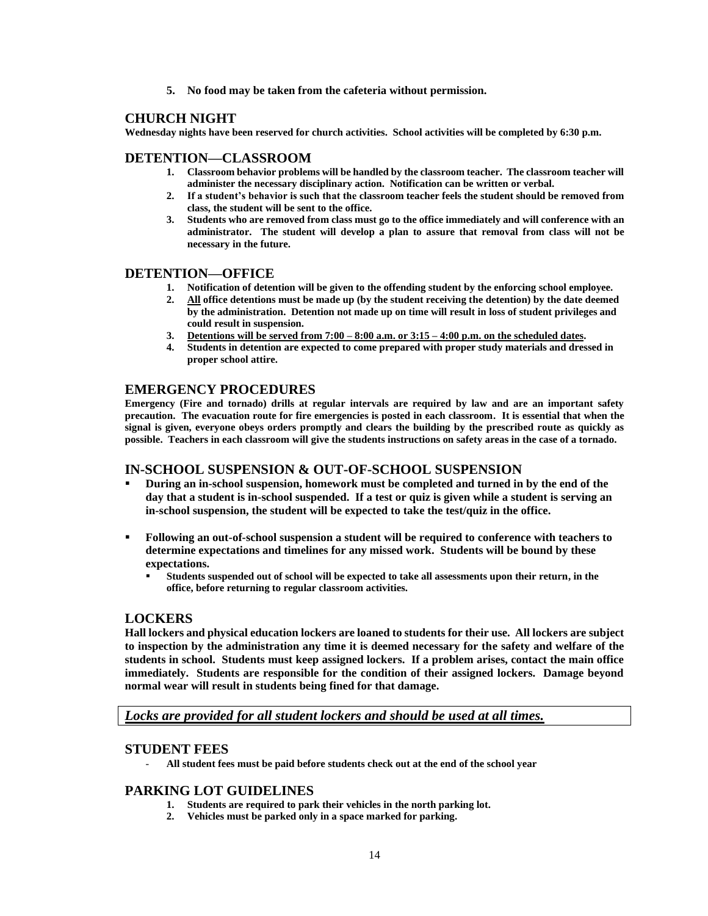5. **No food may be taken from the cafeteria without permission.**

## CHURCH NIGHT

**Wednesday nights have been reserved for church activities. School activities will be completed by 6:30 p.m.**

## DETENTION—CLASSROOM

1. **Classroom behavior problems will be handled by the classroom teacher. The classroom teacher will administer the necessary disciplinary action. Notification can be written or verbal.**
2. **If a student's behavior is such that the classroom teacher feels the student should be removed from class, the student will be sent to the office.**
3. **Students who are removed from class must go to the office immediately and will conference with an administrator. The student will develop a plan to assure that removal from class will not be necessary in the future.**

## DETENTION—OFFICE

1. **Notification of detention will be given to the offending student by the enforcing school employee.**
2. **<u>All</u> office detentions must be made up (by the student receiving the detention) by the date deemed by the administration. Detention not made up on time will result in loss of student privileges and could result in suspension.**
3. **<u>Detentions will be served from 7:00 – 8:00 a.m. or 3:15 – 4:00 p.m. on the scheduled dates</u>.**
4. **Students in detention are expected to come prepared with proper study materials and dressed in proper school attire.**

## EMERGENCY PROCEDURES

**Emergency (Fire and tornado) drills at regular intervals are required by law and are an important safety precaution. The evacuation route for fire emergencies is posted in each classroom. It is essential that when the signal is given, everyone obeys orders promptly and clears the building by the prescribed route as quickly as possible. Teachers in each classroom will give the students instructions on safety areas in the case of a tornado.**

## IN-SCHOOL SUSPENSION & OUT-OF-SCHOOL SUSPENSION

- **During an in-school suspension, homework must be completed and turned in by the end of the day that a student is in-school suspended. If a test or quiz is given while a student is serving an in-school suspension, the student will be expected to take the test/quiz in the office.**

- **Following an out-of-school suspension a student will be required to conference with teachers to determine expectations and timelines for any missed work. Students will be bound by these expectations.**
  - **Students suspended out of school will be expected to take all assessments upon their return, in the office, before returning to regular classroom activities.**

## LOCKERS

**Hall lockers and physical education lockers are loaned to students for their use. All lockers are subject to inspection by the administration any time it is deemed necessary for the safety and welfare of the students in school. Students must keep assigned lockers. If a problem arises, contact the main office immediately. Students are responsible for the condition of their assigned lockers. Damage beyond normal wear will result in students being fined for that damage.**

***<u>Locks are provided for all student lockers and should be used at all times.</u>***

## STUDENT FEES

- **All student fees must be paid before students check out at the end of the school year**

## PARKING LOT GUIDELINES

1. **Students are required to park their vehicles in the north parking lot.**
2. **Vehicles must be parked only in a space marked for parking.**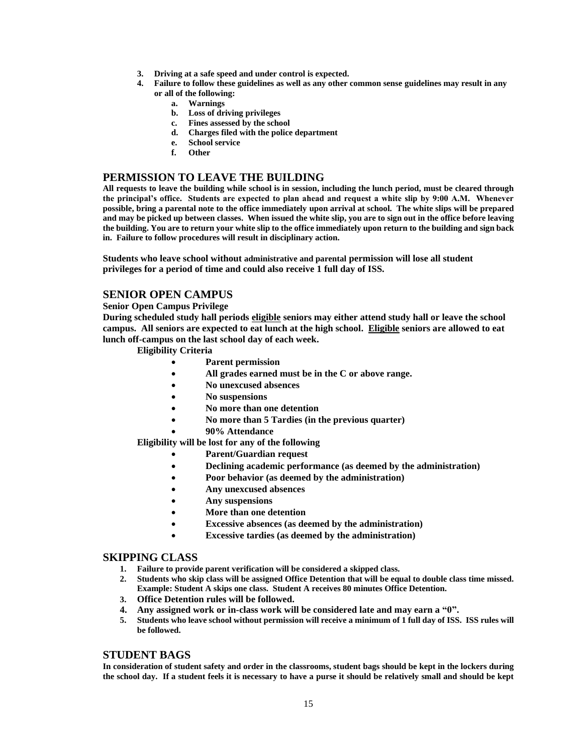3. **Driving at a safe speed and under control is expected.**
4. **Failure to follow these guidelines as well as any other common sense guidelines may result in any or all of the following:**
    a. **Warnings**
    b. **Loss of driving privileges**
    c. **Fines assessed by the school**
    d. **Charges filed with the police department**
    e. **School service**
    f. **Other**

## PERMISSION TO LEAVE THE BUILDING

**All requests to leave the building while school is in session, including the lunch period, must be cleared through the principal's office. Students are expected to plan ahead and request a white slip by 9:00 A.M. Whenever possible, bring a parental note to the office immediately upon arrival at school. The white slips will be prepared and may be picked up between classes. When issued the white slip, you are to sign out in the office before leaving the building. You are to return your white slip to the office immediately upon return to the building and sign back in. Failure to follow procedures will result in disciplinary action.**

**Students who leave school without administrative and parental permission will lose all student privileges for a period of time and could also receive 1 full day of ISS.**

## SENIOR OPEN CAMPUS

**Senior Open Campus Privilege**

**During scheduled study hall periods eligible seniors may either attend study hall or leave the school campus. All seniors are expected to eat lunch at the high school. Eligible seniors are allowed to eat lunch off-campus on the last school day of each week.**

**Eligibility Criteria**

- **Parent permission**
- **All grades earned must be in the C or above range.**
- **No unexcused absences**
- **No suspensions**
- **No more than one detention**
- **No more than 5 Tardies (in the previous quarter)**
- **90% Attendance**

**Eligibility will be lost for any of the following**

- **Parent/Guardian request**
- **Declining academic performance (as deemed by the administration)**
- **Poor behavior (as deemed by the administration)**
- **Any unexcused absences**
- **Any suspensions**
- **More than one detention**
- **Excessive absences (as deemed by the administration)**
- **Excessive tardies (as deemed by the administration)**

## SKIPPING CLASS

1. **Failure to provide parent verification will be considered a skipped class.**
2. **Students who skip class will be assigned Office Detention that will be equal to double class time missed. Example: Student A skips one class. Student A receives 80 minutes Office Detention.**
3. **Office Detention rules will be followed.**
4. **Any assigned work or in-class work will be considered late and may earn a "0".**
5. **Students who leave school without permission will receive a minimum of 1 full day of ISS. ISS rules will be followed.**

## STUDENT BAGS

**In consideration of student safety and order in the classrooms, student bags should be kept in the lockers during the school day. If a student feels it is necessary to have a purse it should be relatively small and should be kept**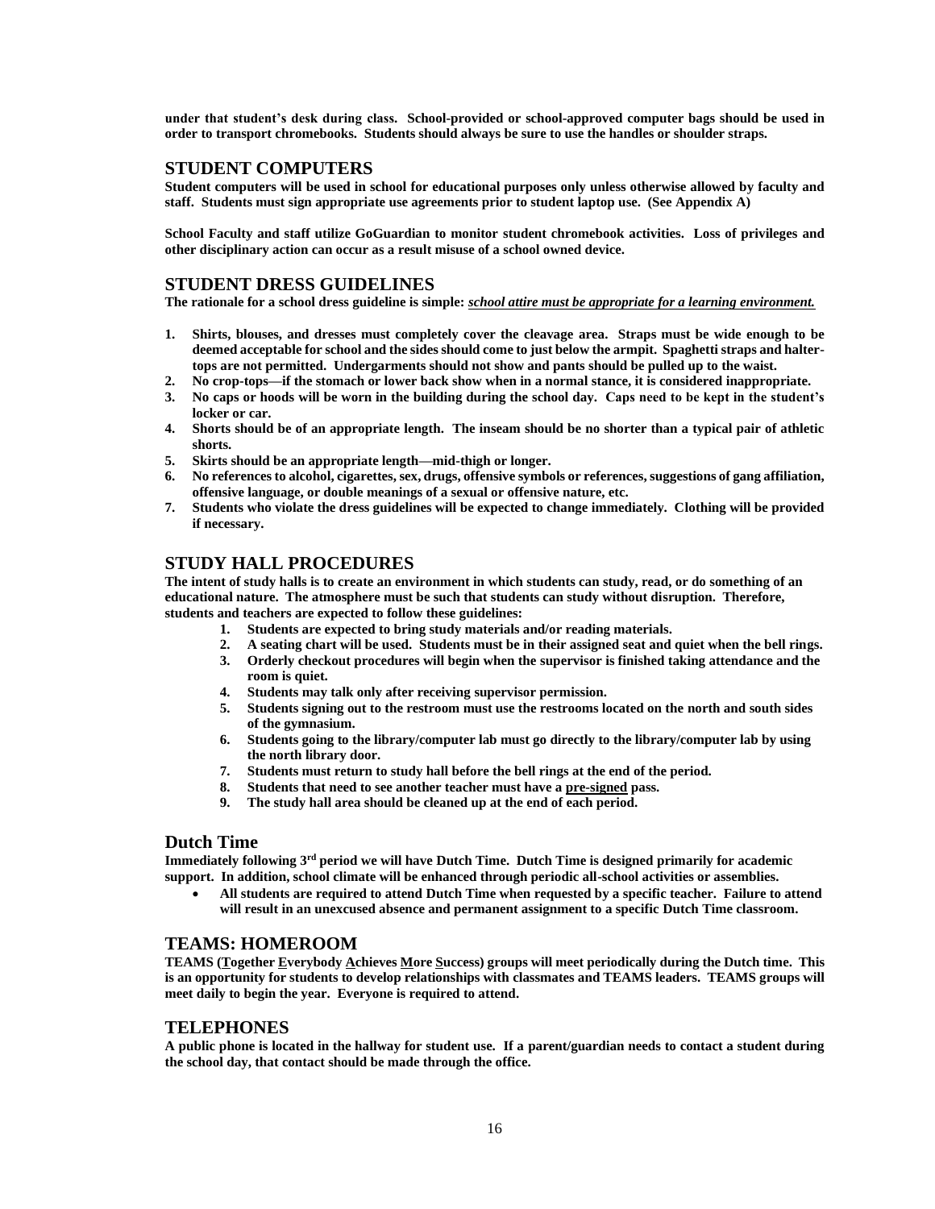**under that student's desk during class. School-provided or school-approved computer bags should be used in order to transport chromebooks. Students should always be sure to use the handles or shoulder straps.**

## STUDENT COMPUTERS

**Student computers will be used in school for educational purposes only unless otherwise allowed by faculty and staff. Students must sign appropriate use agreements prior to student laptop use. (See Appendix A)**

**School Faculty and staff utilize GoGuardian to monitor student chromebook activities. Loss of privileges and other disciplinary action can occur as a result misuse of a school owned device.**

## STUDENT DRESS GUIDELINES

**The rationale for a school dress guideline is simple:** ***<u>school attire must be appropriate for a learning environment.</u>***

1. **Shirts, blouses, and dresses must completely cover the cleavage area. Straps must be wide enough to be deemed acceptable for school and the sides should come to just below the armpit. Spaghetti straps and halter-tops are not permitted. Undergarments should not show and pants should be pulled up to the waist.**
2. **No crop-tops—if the stomach or lower back show when in a normal stance, it is considered inappropriate.**
3. **No caps or hoods will be worn in the building during the school day. Caps need to be kept in the student's locker or car.**
4. **Shorts should be of an appropriate length. The inseam should be no shorter than a typical pair of athletic shorts.**
5. **Skirts should be an appropriate length—mid-thigh or longer.**
6. **No references to alcohol, cigarettes, sex, drugs, offensive symbols or references, suggestions of gang affiliation, offensive language, or double meanings of a sexual or offensive nature, etc.**
7. **Students who violate the dress guidelines will be expected to change immediately. Clothing will be provided if necessary.**

## STUDY HALL PROCEDURES

**The intent of study halls is to create an environment in which students can study, read, or do something of an educational nature. The atmosphere must be such that students can study without disruption. Therefore, students and teachers are expected to follow these guidelines:**

1. **Students are expected to bring study materials and/or reading materials.**
2. **A seating chart will be used. Students must be in their assigned seat and quiet when the bell rings.**
3. **Orderly checkout procedures will begin when the supervisor is finished taking attendance and the room is quiet.**
4. **Students may talk only after receiving supervisor permission.**
5. **Students signing out to the restroom must use the restrooms located on the north and south sides of the gymnasium.**
6. **Students going to the library/computer lab must go directly to the library/computer lab by using the north library door.**
7. **Students must return to study hall before the bell rings at the end of the period.**
8. **Students that need to see another teacher must have a <u>pre-signed</u> pass.**
9. **The study hall area should be cleaned up at the end of each period.**

## Dutch Time

**Immediately following 3rd period we will have Dutch Time. Dutch Time is designed primarily for academic support. In addition, school climate will be enhanced through periodic all-school activities or assemblies.**

- **All students are required to attend Dutch Time when requested by a specific teacher. Failure to attend will result in an unexcused absence and permanent assignment to a specific Dutch Time classroom.**

## TEAMS: HOMEROOM

**TEAMS (<u>T</u>ogether <u>E</u>verybody <u>A</u>chieves <u>M</u>ore <u>S</u>uccess) groups will meet periodically during the Dutch time. This is an opportunity for students to develop relationships with classmates and TEAMS leaders. TEAMS groups will meet daily to begin the year. Everyone is required to attend.**

## TELEPHONES

**A public phone is located in the hallway for student use. If a parent/guardian needs to contact a student during the school day, that contact should be made through the office.**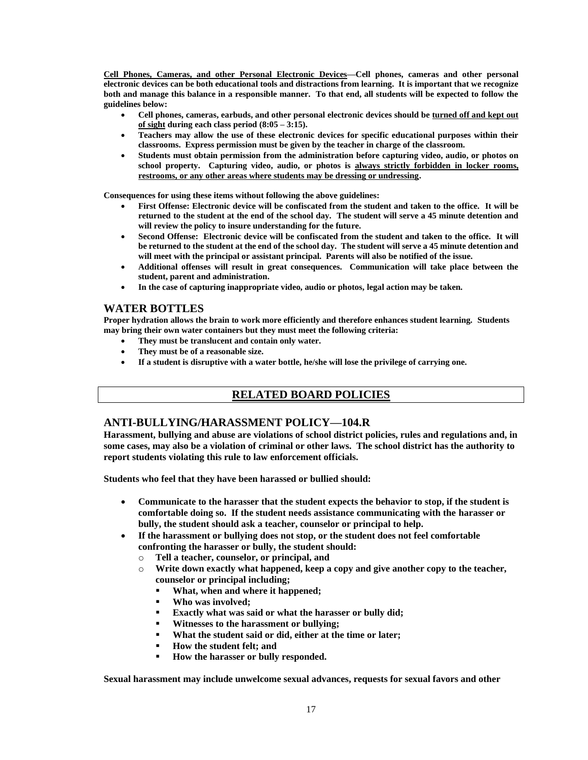**<u>Cell Phones, Cameras, and other Personal Electronic Devices</u>—Cell phones, cameras and other personal electronic devices can be both educational tools and distractions from learning. It is important that we recognize both and manage this balance in a responsible manner. To that end, all students will be expected to follow the guidelines below:**

- **Cell phones, cameras, earbuds, and other personal electronic devices should be <u>turned off and kept out of sight</u> during each class period (8:05 – 3:15).**
- **Teachers may allow the use of these electronic devices for specific educational purposes within their classrooms. Express permission must be given by the teacher in charge of the classroom.**
- **Students must obtain permission from the administration before capturing video, audio, or photos on school property. Capturing video, audio, or photos is <u>always strictly forbidden in locker rooms, restrooms, or any other areas where students may be dressing or undressing</u>.**

**Consequences for using these items without following the above guidelines:**

- **First Offense: Electronic device will be confiscated from the student and taken to the office. It will be returned to the student at the end of the school day. The student will serve a 45 minute detention and will review the policy to insure understanding for the future.**
- **Second Offense: Electronic device will be confiscated from the student and taken to the office. It will be returned to the student at the end of the school day. The student will serve a 45 minute detention and will meet with the principal or assistant principal. Parents will also be notified of the issue.**
- **Additional offenses will result in great consequences. Communication will take place between the student, parent and administration.**
- **In the case of capturing inappropriate video, audio or photos, legal action may be taken.**

## WATER BOTTLES

**Proper hydration allows the brain to work more efficiently and therefore enhances student learning. Students may bring their own water containers but they must meet the following criteria:**

- **They must be translucent and contain only water.**
- **They must be of a reasonable size.**
- **If a student is disruptive with a water bottle, he/she will lose the privilege of carrying one.**

# <u>RELATED BOARD POLICIES</u>

## ANTI-BULLYING/HARASSMENT POLICY—104.R

**Harassment, bullying and abuse are violations of school district policies, rules and regulations and, in some cases, may also be a violation of criminal or other laws. The school district has the authority to report students violating this rule to law enforcement officials.**

**Students who feel that they have been harassed or bullied should:**

- **Communicate to the harasser that the student expects the behavior to stop, if the student is comfortable doing so. If the student needs assistance communicating with the harasser or bully, the student should ask a teacher, counselor or principal to help.**
- **If the harassment or bullying does not stop, or the student does not feel comfortable confronting the harasser or bully, the student should:**
  - **Tell a teacher, counselor, or principal, and**
  - **Write down exactly what happened, keep a copy and give another copy to the teacher, counselor or principal including;**
    - **What, when and where it happened;**
    - **Who was involved;**
    - **Exactly what was said or what the harasser or bully did;**
    - **Witnesses to the harassment or bullying;**
    - **What the student said or did, either at the time or later;**
    - **How the student felt; and**
    - **How the harasser or bully responded.**

**Sexual harassment may include unwelcome sexual advances, requests for sexual favors and other**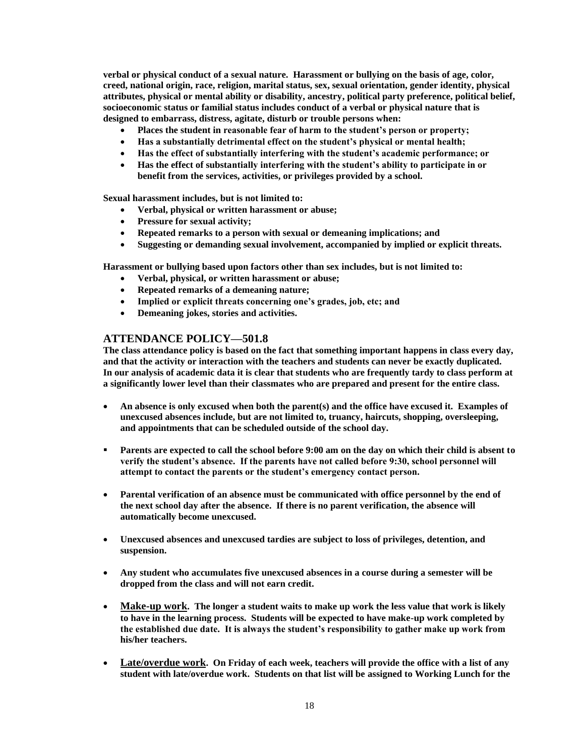**verbal or physical conduct of a sexual nature. Harassment or bullying on the basis of age, color, creed, national origin, race, religion, marital status, sex, sexual orientation, gender identity, physical attributes, physical or mental ability or disability, ancestry, political party preference, political belief, socioeconomic status or familial status includes conduct of a verbal or physical nature that is designed to embarrass, distress, agitate, disturb or trouble persons when:**

- **Places the student in reasonable fear of harm to the student's person or property;**
- **Has a substantially detrimental effect on the student's physical or mental health;**
- **Has the effect of substantially interfering with the student's academic performance; or**
- **Has the effect of substantially interfering with the student's ability to participate in or benefit from the services, activities, or privileges provided by a school.**

**Sexual harassment includes, but is not limited to:**

- **Verbal, physical or written harassment or abuse;**
- **Pressure for sexual activity;**
- **Repeated remarks to a person with sexual or demeaning implications; and**
- **Suggesting or demanding sexual involvement, accompanied by implied or explicit threats.**

**Harassment or bullying based upon factors other than sex includes, but is not limited to:**

- **Verbal, physical, or written harassment or abuse;**
- **Repeated remarks of a demeaning nature;**
- **Implied or explicit threats concerning one's grades, job, etc; and**
- **Demeaning jokes, stories and activities.**

## ATTENDANCE POLICY—501.8

**The class attendance policy is based on the fact that something important happens in class every day, and that the activity or interaction with the teachers and students can never be exactly duplicated. In our analysis of academic data it is clear that students who are frequently tardy to class perform at a significantly lower level than their classmates who are prepared and present for the entire class.**

- **An absence is only excused when both the parent(s) and the office have excused it. Examples of unexcused absences include, but are not limited to, truancy, haircuts, shopping, oversleeping, and appointments that can be scheduled outside of the school day.**
- **Parents are expected to call the school before 9:00 am on the day on which their child is absent to verify the student's absence. If the parents have not called before 9:30, school personnel will attempt to contact the parents or the student's emergency contact person.**
- **Parental verification of an absence must be communicated with office personnel by the end of the next school day after the absence. If there is no parent verification, the absence will automatically become unexcused.**
- **Unexcused absences and unexcused tardies are subject to loss of privileges, detention, and suspension.**
- **Any student who accumulates five unexcused absences in a course during a semester will be dropped from the class and will not earn credit.**
- **<u>Make-up work</u>. The longer a student waits to make up work the less value that work is likely to have in the learning process. Students will be expected to have make-up work completed by the established due date. It is always the student's responsibility to gather make up work from his/her teachers.**
- **<u>Late/overdue work</u>. On Friday of each week, teachers will provide the office with a list of any student with late/overdue work. Students on that list will be assigned to Working Lunch for the**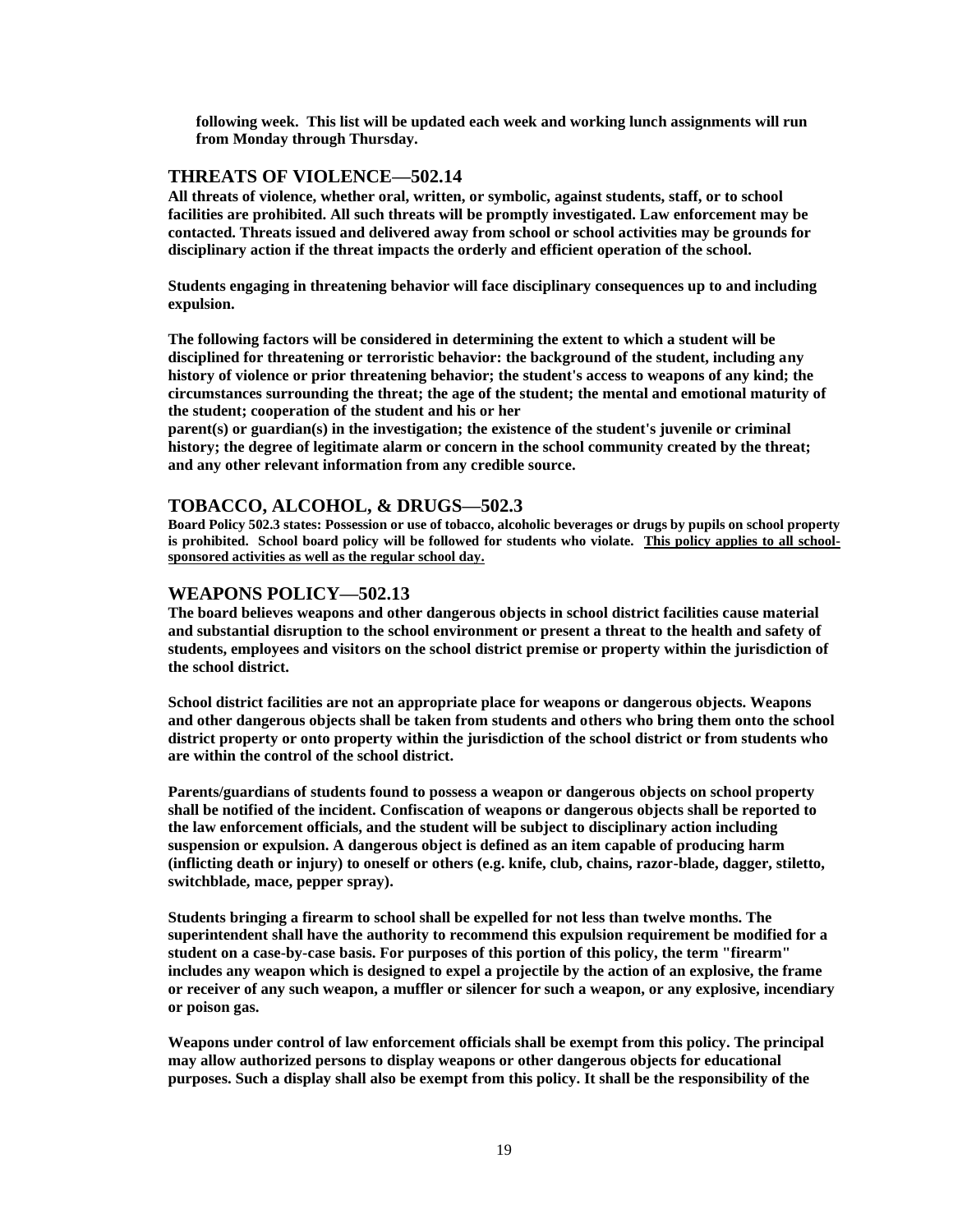**following week. This list will be updated each week and working lunch assignments will run from Monday through Thursday.**

## THREATS OF VIOLENCE—502.14

**All threats of violence, whether oral, written, or symbolic, against students, staff, or to school facilities are prohibited. All such threats will be promptly investigated. Law enforcement may be contacted. Threats issued and delivered away from school or school activities may be grounds for disciplinary action if the threat impacts the orderly and efficient operation of the school.**

**Students engaging in threatening behavior will face disciplinary consequences up to and including expulsion.**

**The following factors will be considered in determining the extent to which a student will be disciplined for threatening or terroristic behavior: the background of the student, including any history of violence or prior threatening behavior; the student's access to weapons of any kind; the circumstances surrounding the threat; the age of the student; the mental and emotional maturity of the student; cooperation of the student and his or her parent(s) or guardian(s) in the investigation; the existence of the student's juvenile or criminal history; the degree of legitimate alarm or concern in the school community created by the threat; and any other relevant information from any credible source.**

## TOBACCO, ALCOHOL, & DRUGS—502.3

**Board Policy 502.3 states: Possession or use of tobacco, alcoholic beverages or drugs by pupils on school property is prohibited. School board policy will be followed for students who violate. <u>This policy applies to all school-sponsored activities as well as the regular school day.</u>**

## WEAPONS POLICY—502.13

**The board believes weapons and other dangerous objects in school district facilities cause material and substantial disruption to the school environment or present a threat to the health and safety of students, employees and visitors on the school district premise or property within the jurisdiction of the school district.**

**School district facilities are not an appropriate place for weapons or dangerous objects. Weapons and other dangerous objects shall be taken from students and others who bring them onto the school district property or onto property within the jurisdiction of the school district or from students who are within the control of the school district.**

**Parents/guardians of students found to possess a weapon or dangerous objects on school property shall be notified of the incident. Confiscation of weapons or dangerous objects shall be reported to the law enforcement officials, and the student will be subject to disciplinary action including suspension or expulsion. A dangerous object is defined as an item capable of producing harm (inflicting death or injury) to oneself or others (e.g. knife, club, chains, razor-blade, dagger, stiletto, switchblade, mace, pepper spray).**

**Students bringing a firearm to school shall be expelled for not less than twelve months. The superintendent shall have the authority to recommend this expulsion requirement be modified for a student on a case-by-case basis. For purposes of this portion of this policy, the term "firearm" includes any weapon which is designed to expel a projectile by the action of an explosive, the frame or receiver of any such weapon, a muffler or silencer for such a weapon, or any explosive, incendiary or poison gas.**

**Weapons under control of law enforcement officials shall be exempt from this policy. The principal may allow authorized persons to display weapons or other dangerous objects for educational purposes. Such a display shall also be exempt from this policy. It shall be the responsibility of the**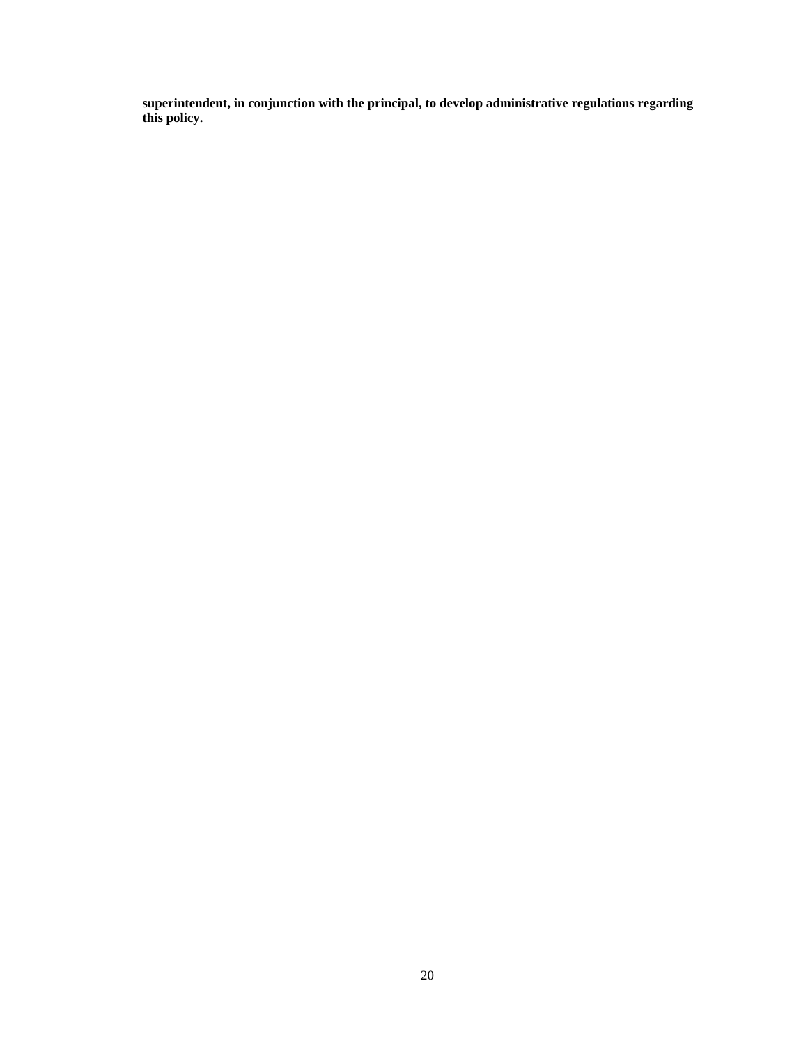**superintendent, in conjunction with the principal, to develop administrative regulations regarding this policy.**